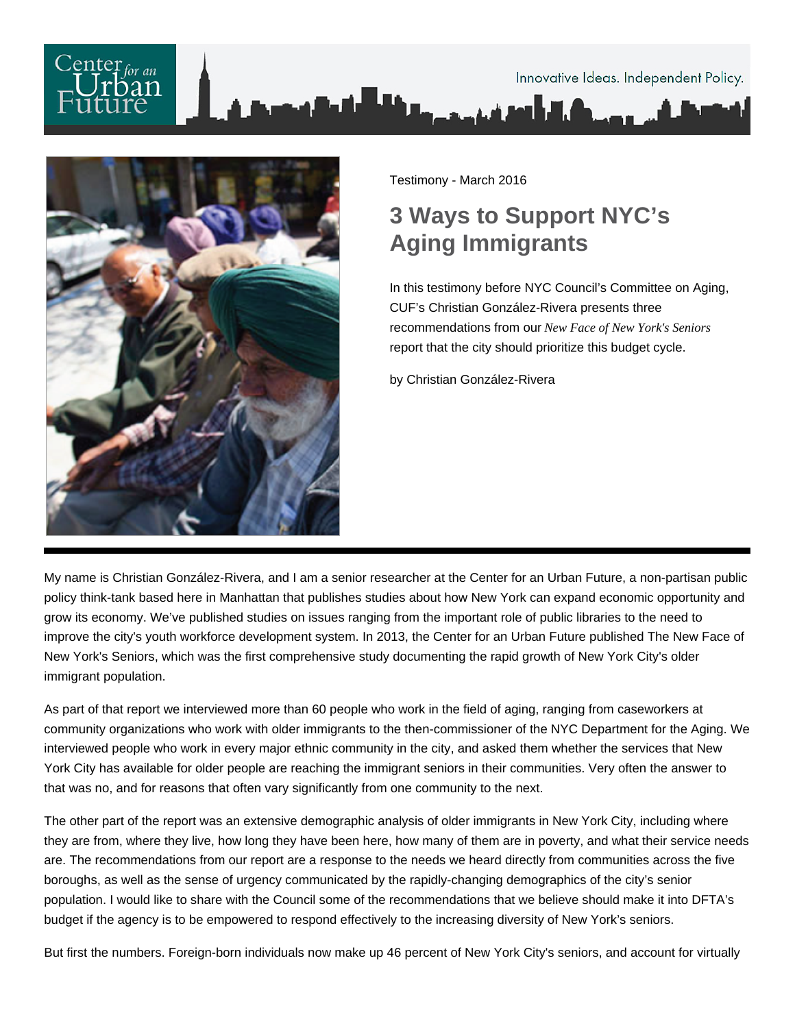Testimony - March 2016

# 3 Ways to Support NYC's Aging Immigrants

In this testimony before NYC Council's Committee on Aging, CUF's Christian González-Rivera presents three recommendations from our *New Face of New York's Seniors* report that the city should prioritize this budget cycle.

by Christian González-Rivera

My name is Christian González-Rivera, and I am a senior researcher at the Center for an Urban Future, a non-partisan public policy think-tank based here in Manhattan that publishes studies about how New York can expand economic opportunity and grow its economy. We've published studies on issues ranging from the important role of public libraries to the need to improve the city's youth workforce development system. In 2013, the Center for an Urban Future published The New Face of New York's Seniors, which was the first comprehensive study documenting the rapid growth of New York City's older immigrant population.

As part of that report we interviewed more than 60 people who work in the field of aging, ranging from caseworkers at community organizations who work with older immigrants to the then-commissioner of the NYC Department for the Aging. We interviewed people who work in every major ethnic community in the city, and asked them whether the services that New York City has available for older people are reaching the immigrant seniors in their communities. Very often the answer to that was no, and for reasons that often vary significantly from one community to the next.

The other part of the report was an extensive demographic analysis of older immigrants in New York City, including where they are from, where they live, how long they have been here, how many of them are in poverty, and what their service needs are. The recommendations from our report are a response to the needs we heard directly from communities across the five boroughs, as well as the sense of urgency communicated by the rapidly-changing demographics of the city's senior population. I would like to share with the Council some of the recommendations that we believe should make it into DFTA's budget if the agency is to be empowered to respond effectively to the increasing diversity of New York's seniors.

But first the numbers. Foreign-born individuals now make up 46 percent of New York City's seniors, and account for virtually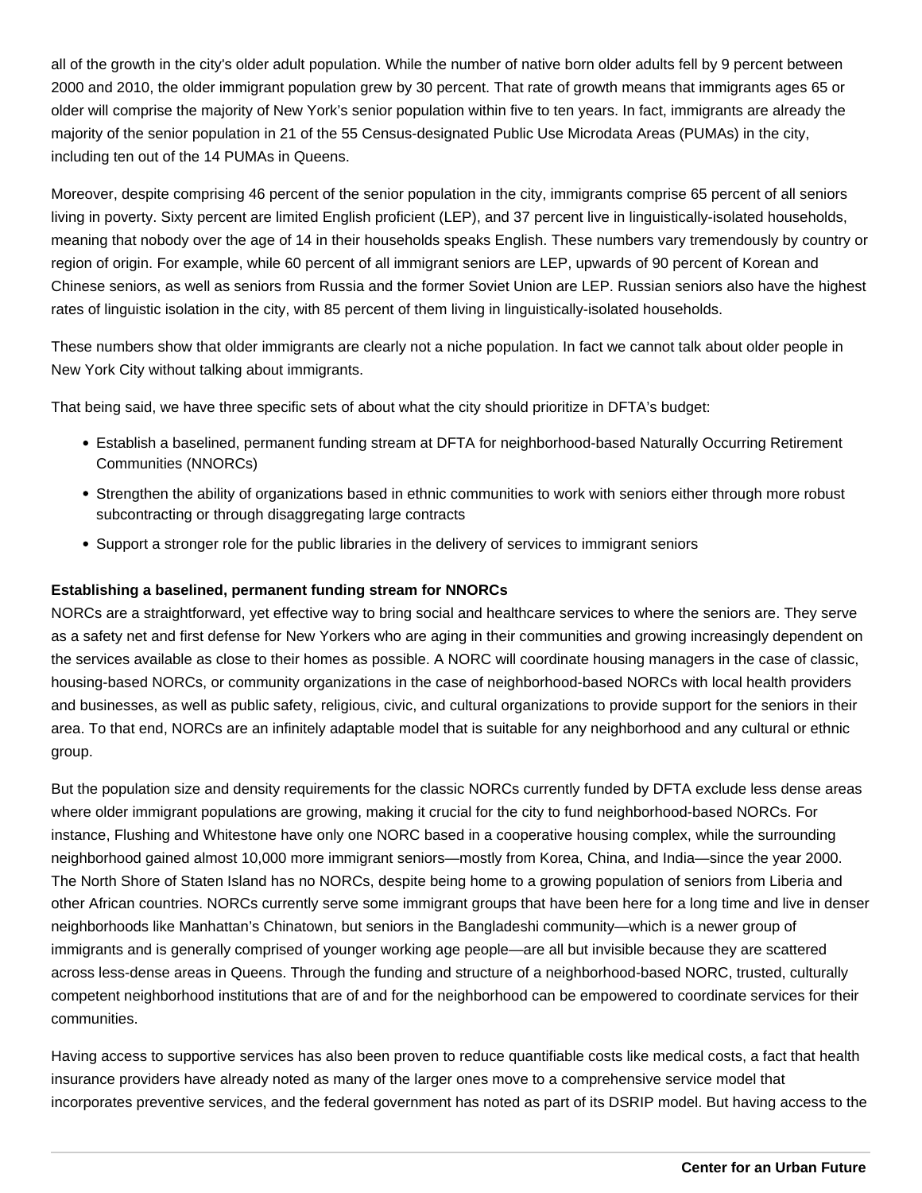all of the growth in the city's older adult population. While the number of native born older adults fell by 9 percent between 2000 and 2010, the older immigrant population grew by 30 percent. That rate of growth means that immigrants ages 65 or older will comprise the majority of New York's senior population within five to ten years. In fact, immigrants are already the majority of the senior population in 21 of the 55 Census-designated Public Use Microdata Areas (PUMAs) in the city, including ten out of the 14 PUMAs in Queens.

Moreover, despite comprising 46 percent of the senior population in the city, immigrants comprise 65 percent of all seniors living in poverty. Sixty percent are limited English proficient (LEP), and 37 percent live in linguistically-isolated households, meaning that nobody over the age of 14 in their households speaks English. These numbers vary tremendously by country or region of origin. For example, while 60 percent of all immigrant seniors are LEP, upwards of 90 percent of Korean and Chinese seniors, as well as seniors from Russia and the former Soviet Union are LEP. Russian seniors also have the highest rates of linguistic isolation in the city, with 85 percent of them living in linguistically-isolated households.

These numbers show that older immigrants are clearly not a niche population. In fact we cannot talk about older people in New York City without talking about immigrants.

That being said, we have three specific sets of about what the city should prioritize in DFTA's budget:

- Establish a baselined, permanent funding stream at DFTA for neighborhood-based Naturally Occurring Retirement Communities (NNORCs)
- Strengthen the ability of organizations based in ethnic communities to work with seniors either through more robust subcontracting or through disaggregating large contracts
- Support a stronger role for the public libraries in the delivery of services to immigrant seniors

**Establishing a baselined, permanent funding stream for NNORCs**

NORCs are a straightforward, yet effective way to bring social and healthcare services to where the seniors are. They serve as a safety net and first defense for New Yorkers who are aging in their communities and growing increasingly dependent on the services available as close to their homes as possible. A NORC will coordinate housing managers in the case of classic, housing-based NORCs, or community organizations in the case of neighborhood-based NORCs with local health providers and businesses, as well as public safety, religious, civic, and cultural organizations to provide support for the seniors in their area. To that end, NORCs are an infinitely adaptable model that is suitable for any neighborhood and any cultural or ethnic group.

But the population size and density requirements for the classic NORCs currently funded by DFTA exclude less dense areas where older immigrant populations are growing, making it crucial for the city to fund neighborhood-based NORCs. For instance, Flushing and Whitestone have only one NORC based in a cooperative housing complex, while the surrounding neighborhood gained almost 10,000 more immigrant seniors—mostly from Korea, China, and India—since the year 2000. The North Shore of Staten Island has no NORCs, despite being home to a growing population of seniors from Liberia and other African countries. NORCs currently serve some immigrant groups that have been here for a long time and live in denser neighborhoods like Manhattan's Chinatown, but seniors in the Bangladeshi community—which is a newer group of immigrants and is generally comprised of younger working age people—are all but invisible because they are scattered across less-dense areas in Queens. Through the funding and structure of a neighborhood-based NORC, trusted, culturally competent neighborhood institutions that are of and for the neighborhood can be empowered to coordinate services for their communities.

Having access to supportive services has also been proven to reduce quantifiable costs like medical costs, a fact that health insurance providers have already noted as many of the larger ones move to a comprehensive service model that incorporates preventive services, and the federal government has noted as part of its DSRIP model. But having access to the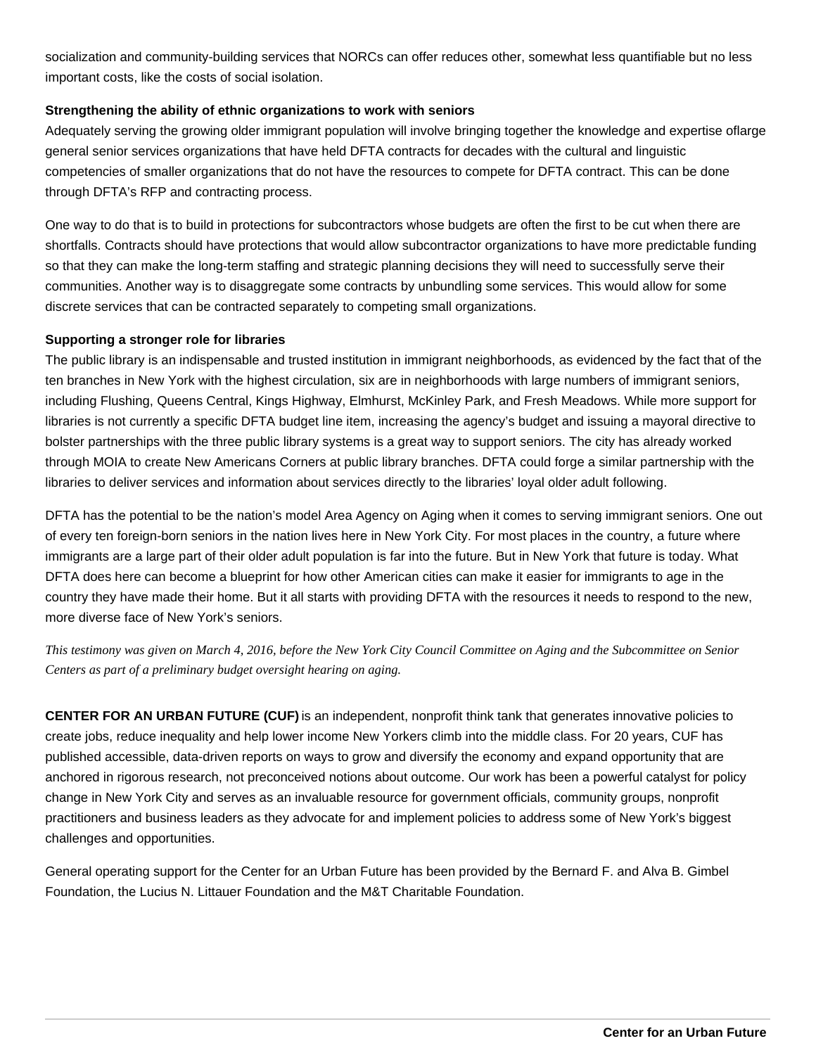socialization and community-building services that NORCs can offer reduces other, somewhat less quantifiable but no less important costs, like the costs of social isolation.

**Strengthening the ability of ethnic organizations to work with seniors**

Adequately serving the growing older immigrant population will involve bringing together the knowledge and expertise oflarge general senior services organizations that have held DFTA contracts for decades with the cultural and linguistic competencies of smaller organizations that do not have the resources to compete for DFTA contract. This can be done through DFTA's RFP and contracting process.

One way to do that is to build in protections for subcontractors whose budgets are often the first to be cut when there are shortfalls. Contracts should have protections that would allow subcontractor organizations to have more predictable funding so that they can make the long-term staffing and strategic planning decisions they will need to successfully serve their communities. Another way is to disaggregate some contracts by unbundling some services. This would allow for some discrete services that can be contracted separately to competing small organizations.

**Supporting a stronger role for libraries**

The public library is an indispensable and trusted institution in immigrant neighborhoods, as evidenced by the fact that of the ten branches in New York with the highest circulation, six are in neighborhoods with large numbers of immigrant seniors, including Flushing, Queens Central, Kings Highway, Elmhurst, McKinley Park, and Fresh Meadows. While more support for libraries is not currently a specific DFTA budget line item, increasing the agency's budget and issuing a mayoral directive to bolster partnerships with the three public library systems is a great way to support seniors. The city has already worked through MOIA to create New Americans Corners at public library branches. DFTA could forge a similar partnership with the libraries to deliver services and information about services directly to the libraries' loyal older adult following.

DFTA has the potential to be the nation's model Area Agency on Aging when it comes to serving immigrant seniors. One out of every ten foreign-born seniors in the nation lives here in New York City. For most places in the country, a future where immigrants are a large part of their older adult population is far into the future. But in New York that future is today. What DFTA does here can become a blueprint for how other American cities can make it easier for immigrants to age in the country they have made their home. But it all starts with providing DFTA with the resources it needs to respond to the new, more diverse face of New York's seniors.

*This testimony was given on March 4, 2016, before the New York City Council Committee on Aging and the Subcommittee on Senior Centers as part of a preliminary budget oversight hearing on aging.*

**CENTER FOR AN URBAN FUTURE (CUF)** is an independent, nonprofit think tank that generates innovative policies to create jobs, reduce inequality and help lower income New Yorkers climb into the middle class. For 20 years, CUF has published accessible, data-driven reports on ways to grow and diversify the economy and expand opportunity that are anchored in rigorous research, not preconceived notions about outcome. Our work has been a powerful catalyst for policy change in New York City and serves as an invaluable resource for government officials, community groups, nonprofit practitioners and business leaders as they advocate for and implement policies to address some of New York's biggest challenges and opportunities.

General operating support for the Center for an Urban Future has been provided by the Bernard F. and Alva B. Gimbel Foundation, the Lucius N. Littauer Foundation and the M&T Charitable Foundation.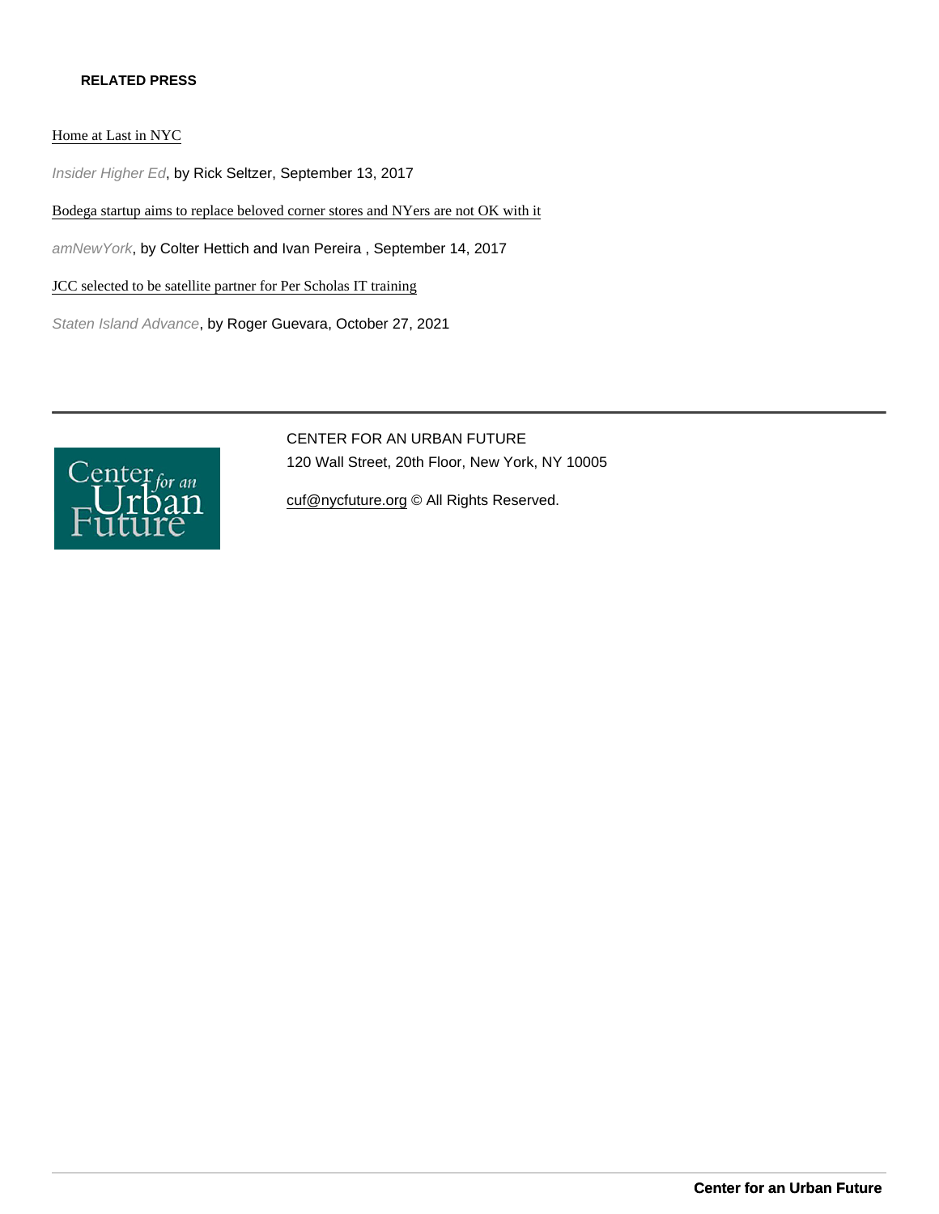**RELATED PRESS**

Home at Last in NYC

*Insider Higher Ed*, by Rick Seltzer, September 13, 2017

Bodega startup aims to replace beloved corner stores and NYers are not OK with it

*amNewYork*, by Colter Hettich and Ivan Pereira , September 14, 2017

JCC selected to be satellite partner for Per Scholas IT training

*Staten Island Advance*, by Roger Guevara, October 27, 2021

---

CENTER FOR AN URBAN FUTURE
120 Wall Street, 20th Floor, New York, NY 10005

cuf@nycfuture.org © All Rights Reserved.